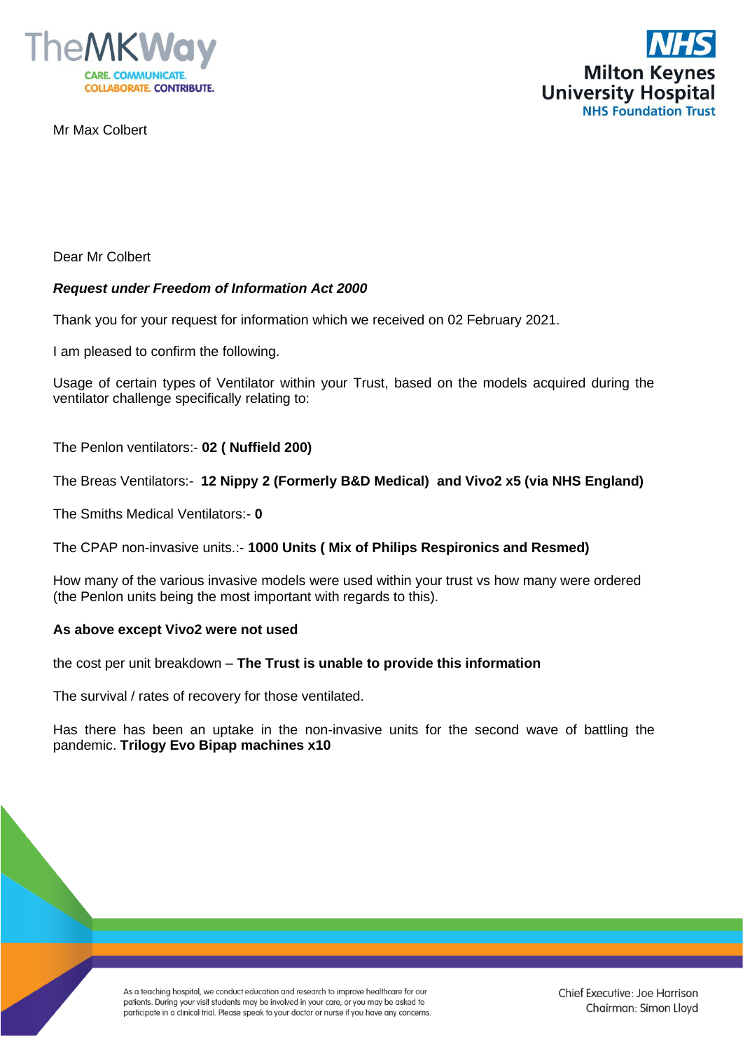Mr Max Colbert

Dear Mr Colbert

***Request under Freedom of Information Act 2000***

Thank you for your request for information which we received on 02 February 2021.

I am pleased to confirm the following.

Usage of certain types of Ventilator within your Trust, based on the models acquired during the ventilator challenge specifically relating to:

The Penlon ventilators:- **02 ( Nuffield 200)**

The Breas Ventilators:- **12 Nippy 2 (Formerly B&D Medical) and Vivo2 x5 (via NHS England)**

The Smiths Medical Ventilators:- **0**

The CPAP non-invasive units.:- **1000 Units ( Mix of Philips Respironics and Resmed)**

How many of the various invasive models were used within your trust vs how many were ordered (the Penlon units being the most important with regards to this).

**As above except Vivo2 were not used**

the cost per unit breakdown – **The Trust is unable to provide this information**

The survival / rates of recovery for those ventilated.

Has there has been an uptake in the non-invasive units for the second wave of battling the pandemic. **Trilogy Evo Bipap machines x10**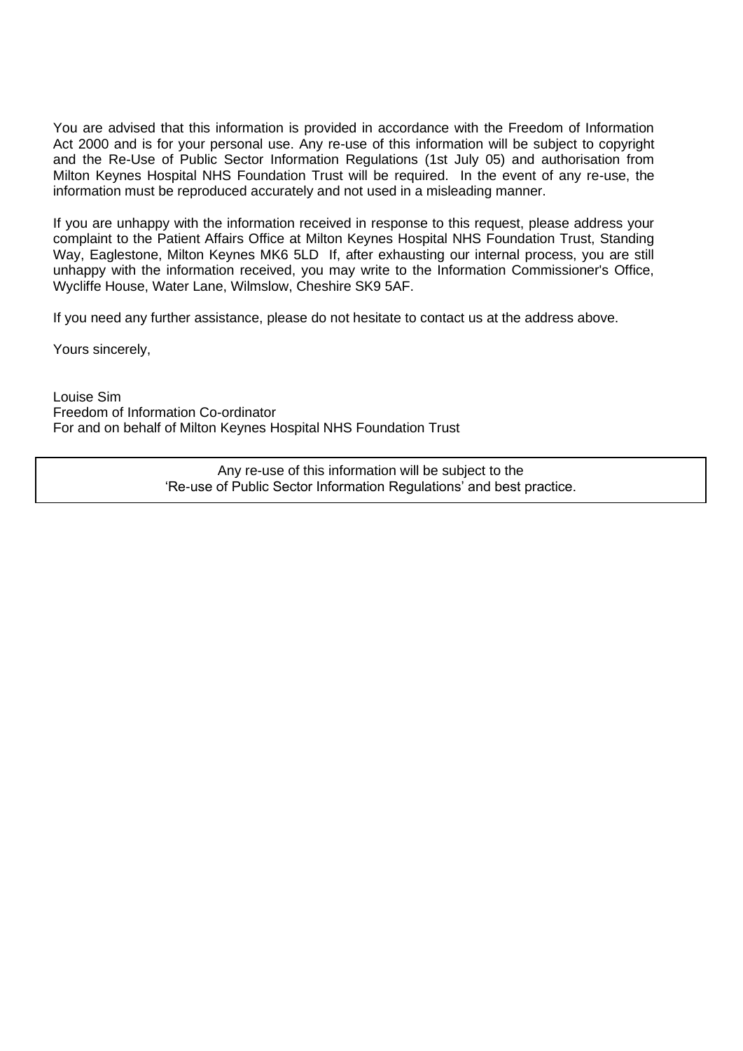You are advised that this information is provided in accordance with the Freedom of Information Act 2000 and is for your personal use. Any re-use of this information will be subject to copyright and the Re-Use of Public Sector Information Regulations (1st July 05) and authorisation from Milton Keynes Hospital NHS Foundation Trust will be required. In the event of any re-use, the information must be reproduced accurately and not used in a misleading manner.

If you are unhappy with the information received in response to this request, please address your complaint to the Patient Affairs Office at Milton Keynes Hospital NHS Foundation Trust, Standing Way, Eaglestone, Milton Keynes MK6 5LD If, after exhausting our internal process, you are still unhappy with the information received, you may write to the Information Commissioner's Office, Wycliffe House, Water Lane, Wilmslow, Cheshire SK9 5AF.

If you need any further assistance, please do not hesitate to contact us at the address above.

Yours sincerely,

Louise Sim  
Freedom of Information Co-ordinator  
For and on behalf of Milton Keynes Hospital NHS Foundation Trust

Any re-use of this information will be subject to the 'Re-use of Public Sector Information Regulations' and best practice.